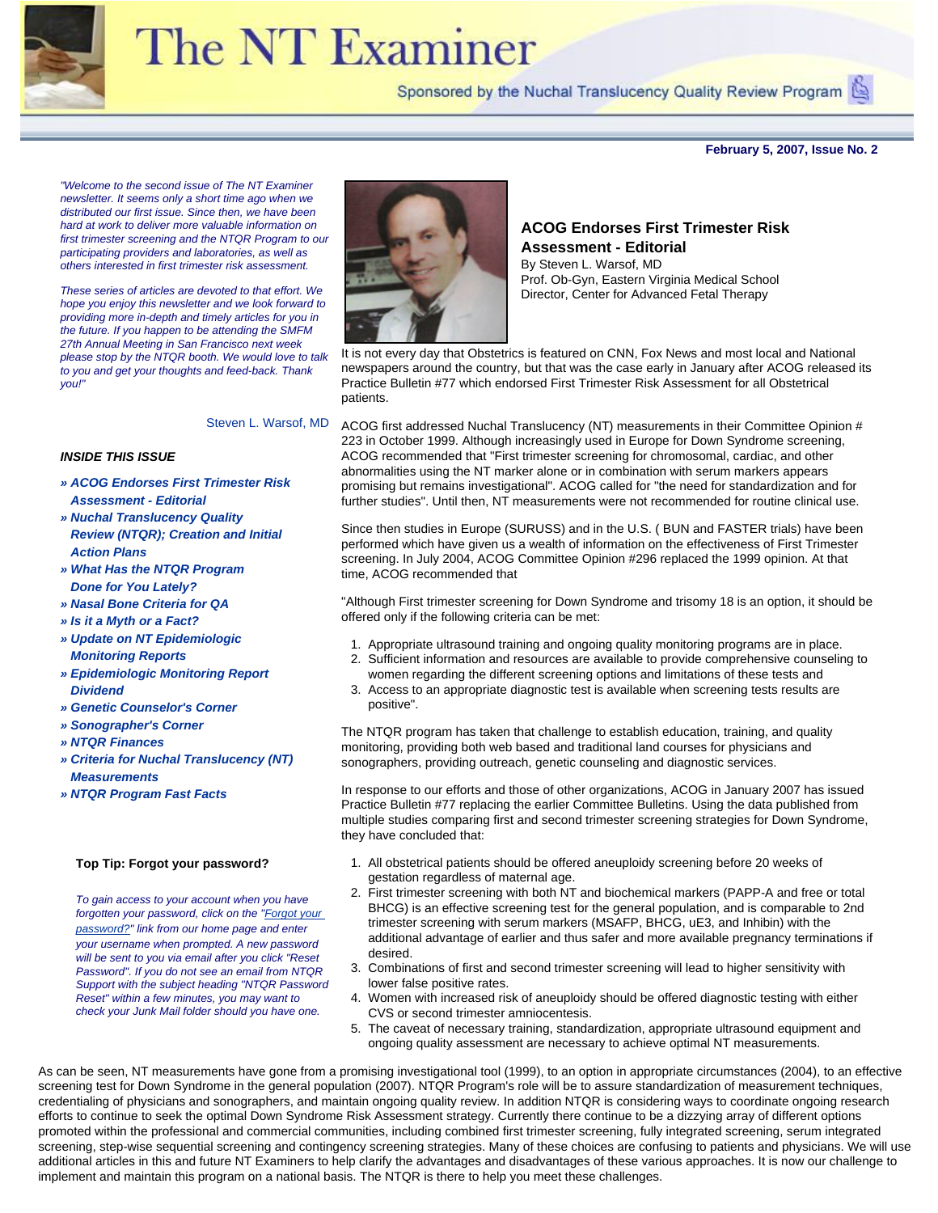# The NT Examiner

Sponsored by the Nuchal Translucency Quality Review Program

**February 5, 2007, Issue No. 2**

*"Welcome to the second issue of The NT Examiner newsletter. It seems only a short time ago when we distributed our first issue. Since then, we have been hard at work to deliver more valuable information on first trimester screening and the NTQR Program to our participating providers and laboratories, as well as others interested in first trimester risk assessment.*

*These series of articles are devoted to that effort. We hope you enjoy this newsletter and we look forward to providing more in-depth and timely articles for you in the future. If you happen to be attending the SMFM 27th Annual Meeting in San Francisco next week please stop by the NTQR booth. We would love to talk to you and get your thoughts and feed-back. Thank you!"*

Steven L. Warsof, MD

***INSIDE THIS ISSUE***

- ***» ACOG Endorses First Trimester Risk Assessment - Editorial***
- ***» Nuchal Translucency Quality Review (NTQR); Creation and Initial Action Plans***
- ***» What Has the NTQR Program Done for You Lately?***
- ***» Nasal Bone Criteria for QA***
- ***» Is it a Myth or a Fact?***
- ***» Update on NT Epidemiologic Monitoring Reports***
- ***» Epidemiologic Monitoring Report Dividend***
- ***» Genetic Counselor's Corner***
- ***» Sonographer's Corner***
- ***» NTQR Finances***
- ***» Criteria for Nuchal Translucency (NT) Measurements***
- ***» NTQR Program Fast Facts***

**Top Tip: Forgot your password?**

*To gain access to your account when you have forgotten your password, click on the "Forgot your password?" link from our home page and enter your username when prompted. A new password will be sent to you via email after you click "Reset Password". If you do not see an email from NTQR Support with the subject heading "NTQR Password Reset" within a few minutes, you may want to check your Junk Mail folder should you have one.*

## ACOG Endorses First Trimester Risk Assessment - Editorial

By Steven L. Warsof, MD
Prof. Ob-Gyn, Eastern Virginia Medical School
Director, Center for Advanced Fetal Therapy

It is not every day that Obstetrics is featured on CNN, Fox News and most local and National newspapers around the country, but that was the case early in January after ACOG released its Practice Bulletin #77 which endorsed First Trimester Risk Assessment for all Obstetrical patients.

ACOG first addressed Nuchal Translucency (NT) measurements in their Committee Opinion # 223 in October 1999. Although increasingly used in Europe for Down Syndrome screening, ACOG recommended that "First trimester screening for chromosomal, cardiac, and other abnormalities using the NT marker alone or in combination with serum markers appears promising but remains investigational". ACOG called for "the need for standardization and for further studies". Until then, NT measurements were not recommended for routine clinical use.

Since then studies in Europe (SURUSS) and in the U.S. ( BUN and FASTER trials) have been performed which have given us a wealth of information on the effectiveness of First Trimester screening. In July 2004, ACOG Committee Opinion #296 replaced the 1999 opinion. At that time, ACOG recommended that

"Although First trimester screening for Down Syndrome and trisomy 18 is an option, it should be offered only if the following criteria can be met:

1. Appropriate ultrasound training and ongoing quality monitoring programs are in place.
2. Sufficient information and resources are available to provide comprehensive counseling to women regarding the different screening options and limitations of these tests and
3. Access to an appropriate diagnostic test is available when screening tests results are positive".

The NTQR program has taken that challenge to establish education, training, and quality monitoring, providing both web based and traditional land courses for physicians and sonographers, providing outreach, genetic counseling and diagnostic services.

In response to our efforts and those of other organizations, ACOG in January 2007 has issued Practice Bulletin #77 replacing the earlier Committee Bulletins. Using the data published from multiple studies comparing first and second trimester screening strategies for Down Syndrome, they have concluded that:

1. All obstetrical patients should be offered aneuploidy screening before 20 weeks of gestation regardless of maternal age.
2. First trimester screening with both NT and biochemical markers (PAPP-A and free or total BHCG) is an effective screening test for the general population, and is comparable to 2nd trimester screening with serum markers (MSAFP, BHCG, uE3, and Inhibin) with the additional advantage of earlier and thus safer and more available pregnancy terminations if desired.
3. Combinations of first and second trimester screening will lead to higher sensitivity with lower false positive rates.
4. Women with increased risk of aneuploidy should be offered diagnostic testing with either CVS or second trimester amniocentesis.
5. The caveat of necessary training, standardization, appropriate ultrasound equipment and ongoing quality assessment are necessary to achieve optimal NT measurements.

As can be seen, NT measurements have gone from a promising investigational tool (1999), to an option in appropriate circumstances (2004), to an effective screening test for Down Syndrome in the general population (2007). NTQR Program's role will be to assure standardization of measurement techniques, credentialing of physicians and sonographers, and maintain ongoing quality review. In addition NTQR is considering ways to coordinate ongoing research efforts to continue to seek the optimal Down Syndrome Risk Assessment strategy. Currently there continue to be a dizzying array of different options promoted within the professional and commercial communities, including combined first trimester screening, fully integrated screening, serum integrated screening, step-wise sequential screening and contingency screening strategies. Many of these choices are confusing to patients and physicians. We will use additional articles in this and future NT Examiners to help clarify the advantages and disadvantages of these various approaches. It is now our challenge to implement and maintain this program on a national basis. The NTQR is there to help you meet these challenges.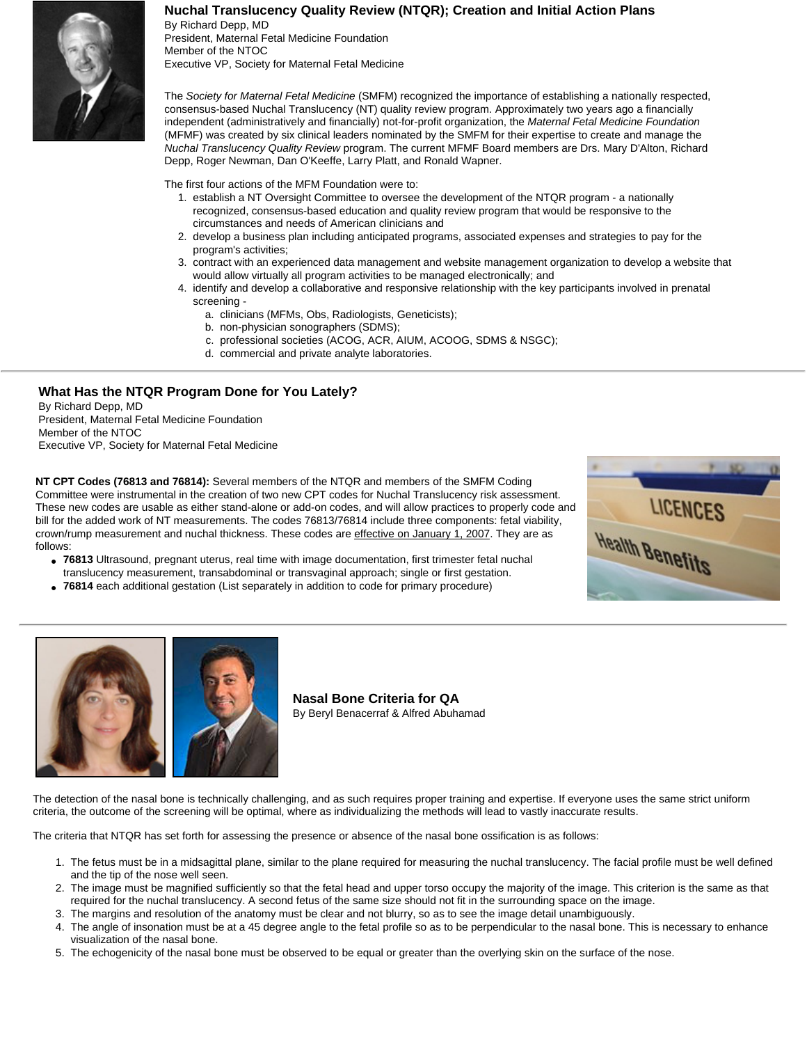## Nuchal Translucency Quality Review (NTQR); Creation and Initial Action Plans

By Richard Depp, MD
President, Maternal Fetal Medicine Foundation
Member of the NTOC
Executive VP, Society for Maternal Fetal Medicine

The *Society for Maternal Fetal Medicine* (SMFM) recognized the importance of establishing a nationally respected, consensus-based Nuchal Translucency (NT) quality review program. Approximately two years ago a financially independent (administratively and financially) not-for-profit organization, the *Maternal Fetal Medicine Foundation* (MFMF) was created by six clinical leaders nominated by the SMFM for their expertise to create and manage the *Nuchal Translucency Quality Review* program. The current MFMF Board members are Drs. Mary D'Alton, Richard Depp, Roger Newman, Dan O'Keeffe, Larry Platt, and Ronald Wapner.

The first four actions of the MFM Foundation were to:

1. establish a NT Oversight Committee to oversee the development of the NTQR program - a nationally recognized, consensus-based education and quality review program that would be responsive to the circumstances and needs of American clinicians and
2. develop a business plan including anticipated programs, associated expenses and strategies to pay for the program's activities;
3. contract with an experienced data management and website management organization to develop a website that would allow virtually all program activities to be managed electronically; and
4. identify and develop a collaborative and responsive relationship with the key participants involved in prenatal screening -
   a. clinicians (MFMs, Obs, Radiologists, Geneticists);
   b. non-physician sonographers (SDMS);
   c. professional societies (ACOG, ACR, AIUM, ACOOG, SDMS & NSGC);
   d. commercial and private analyte laboratories.

---

## What Has the NTQR Program Done for You Lately?

By Richard Depp, MD
President, Maternal Fetal Medicine Foundation
Member of the NTOC
Executive VP, Society for Maternal Fetal Medicine

**NT CPT Codes (76813 and 76814):** Several members of the NTQR and members of the SMFM Coding Committee were instrumental in the creation of two new CPT codes for Nuchal Translucency risk assessment. These new codes are usable as either stand-alone or add-on codes, and will allow practices to properly code and bill for the added work of NT measurements. The codes 76813/76814 include three components: fetal viability, crown/rump measurement and nuchal thickness. These codes are effective on January 1, 2007. They are as follows:

- **76813** Ultrasound, pregnant uterus, real time with image documentation, first trimester fetal nuchal translucency measurement, transabdominal or transvaginal approach; single or first gestation.
- **76814** each additional gestation (List separately in addition to code for primary procedure)

---

## Nasal Bone Criteria for QA

By Beryl Benacerraf & Alfred Abuhamad

The detection of the nasal bone is technically challenging, and as such requires proper training and expertise. If everyone uses the same strict uniform criteria, the outcome of the screening will be optimal, where as individualizing the methods will lead to vastly inaccurate results.

The criteria that NTQR has set forth for assessing the presence or absence of the nasal bone ossification is as follows:

1. The fetus must be in a midsagittal plane, similar to the plane required for measuring the nuchal translucency. The facial profile must be well defined and the tip of the nose well seen.
2. The image must be magnified sufficiently so that the fetal head and upper torso occupy the majority of the image. This criterion is the same as that required for the nuchal translucency. A second fetus of the same size should not fit in the surrounding space on the image.
3. The margins and resolution of the anatomy must be clear and not blurry, so as to see the image detail unambiguously.
4. The angle of insonation must be at a 45 degree angle to the fetal profile so as to be perpendicular to the nasal bone. This is necessary to enhance visualization of the nasal bone.
5. The echogenicity of the nasal bone must be observed to be equal or greater than the overlying skin on the surface of the nose.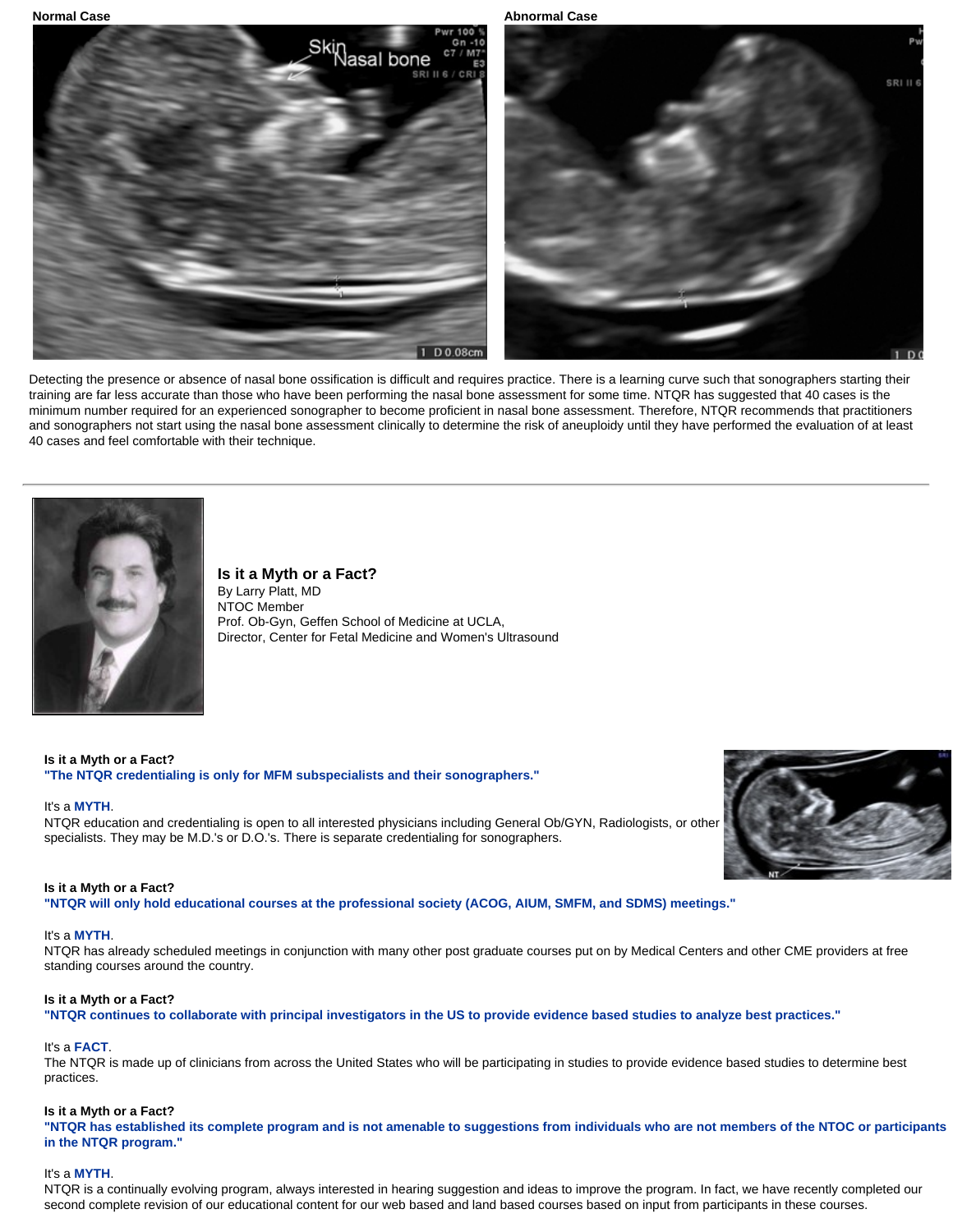**Normal Case**

**Abnormal Case**

Detecting the presence or absence of nasal bone ossification is difficult and requires practice. There is a learning curve such that sonographers starting their training are far less accurate than those who have been performing the nasal bone assessment for some time. NTQR has suggested that 40 cases is the minimum number required for an experienced sonographer to become proficient in nasal bone assessment. Therefore, NTQR recommends that practitioners and sonographers not start using the nasal bone assessment clinically to determine the risk of aneuploidy until they have performed the evaluation of at least 40 cases and feel comfortable with their technique.

---

## Is it a Myth or a Fact?

By Larry Platt, MD
NTOC Member
Prof. Ob-Gyn, Geffen School of Medicine at UCLA,
Director, Center for Fetal Medicine and Women's Ultrasound

**Is it a Myth or a Fact?**
**"The NTQR credentialing is only for MFM subspecialists and their sonographers."**

It's a **MYTH**.
NTQR education and credentialing is open to all interested physicians including General Ob/GYN, Radiologists, or other specialists. They may be M.D.'s or D.O.'s. There is separate credentialing for sonographers.

**Is it a Myth or a Fact?**
**"NTQR will only hold educational courses at the professional society (ACOG, AIUM, SMFM, and SDMS) meetings."**

It's a **MYTH**.
NTQR has already scheduled meetings in conjunction with many other post graduate courses put on by Medical Centers and other CME providers at free standing courses around the country.

**Is it a Myth or a Fact?**
**"NTQR continues to collaborate with principal investigators in the US to provide evidence based studies to analyze best practices."**

It's a **FACT**.
The NTQR is made up of clinicians from across the United States who will be participating in studies to provide evidence based studies to determine best practices.

**Is it a Myth or a Fact?**
**"NTQR has established its complete program and is not amenable to suggestions from individuals who are not members of the NTOC or participants in the NTQR program."**

It's a **MYTH**.
NTQR is a continually evolving program, always interested in hearing suggestion and ideas to improve the program. In fact, we have recently completed our second complete revision of our educational content for our web based and land based courses based on input from participants in these courses.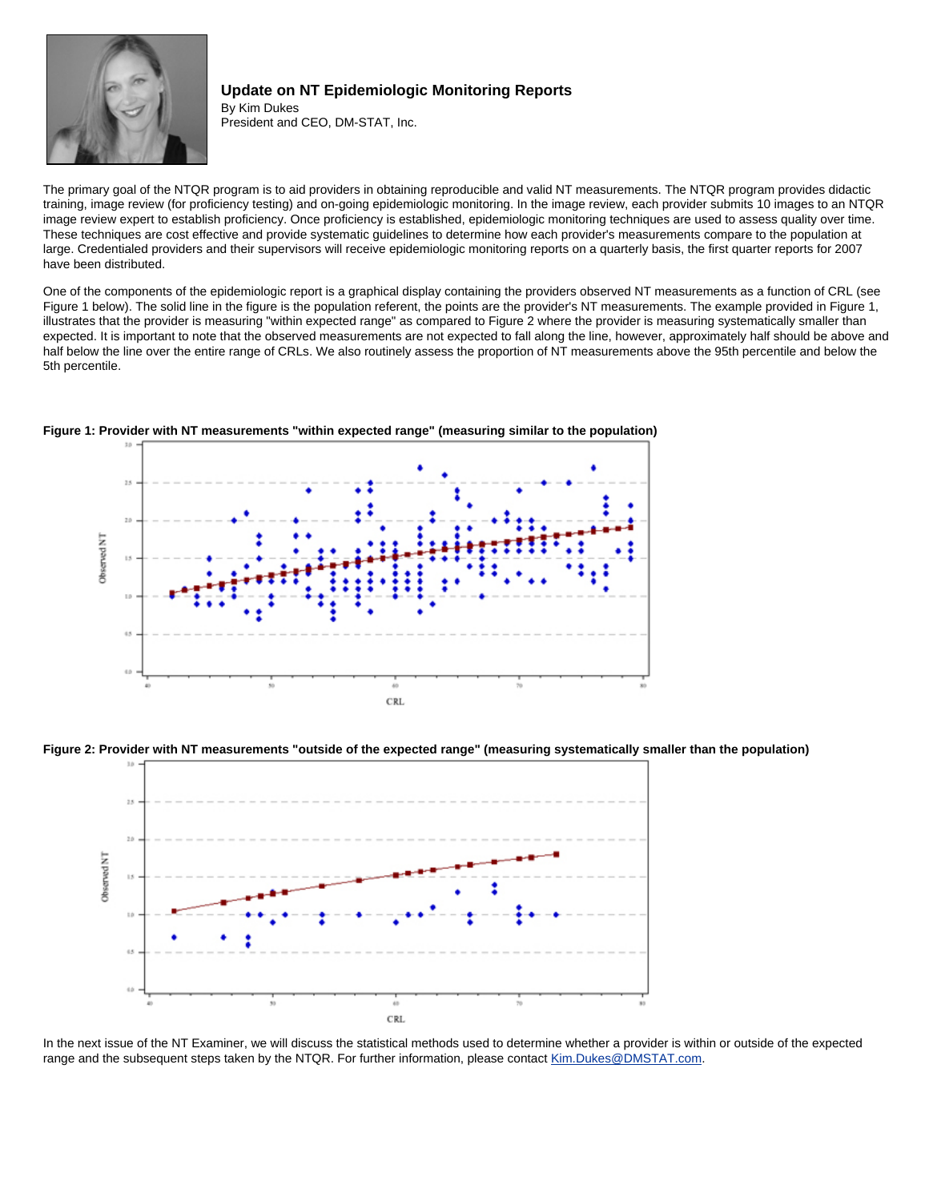### Update on NT Epidemiologic Monitoring Reports

By Kim Dukes
President and CEO, DM-STAT, Inc.

The primary goal of the NTQR program is to aid providers in obtaining reproducible and valid NT measurements. The NTQR program provides didactic training, image review (for proficiency testing) and on-going epidemiologic monitoring. In the image review, each provider submits 10 images to an NTQR image review expert to establish proficiency. Once proficiency is established, epidemiologic monitoring techniques are used to assess quality over time. These techniques are cost effective and provide systematic guidelines to determine how each provider's measurements compare to the population at large. Credentialed providers and their supervisors will receive epidemiologic monitoring reports on a quarterly basis, the first quarter reports for 2007 have been distributed.

One of the components of the epidemiologic report is a graphical display containing the providers observed NT measurements as a function of CRL (see Figure 1 below). The solid line in the figure is the population referent, the points are the provider's NT measurements. The example provided in Figure 1, illustrates that the provider is measuring "within expected range" as compared to Figure 2 where the provider is measuring systematically smaller than expected. It is important to note that the observed measurements are not expected to fall along the line, however, approximately half should be above and half below the line over the entire range of CRLs. We also routinely assess the proportion of NT measurements above the 95th percentile and below the 5th percentile.

**Figure 1: Provider with NT measurements "within expected range" (measuring similar to the population)**

**Figure 2: Provider with NT measurements "outside of the expected range" (measuring systematically smaller than the population)**

In the next issue of the NT Examiner, we will discuss the statistical methods used to determine whether a provider is within or outside of the expected range and the subsequent steps taken by the NTQR. For further information, please contact Kim.Dukes@DMSTAT.com.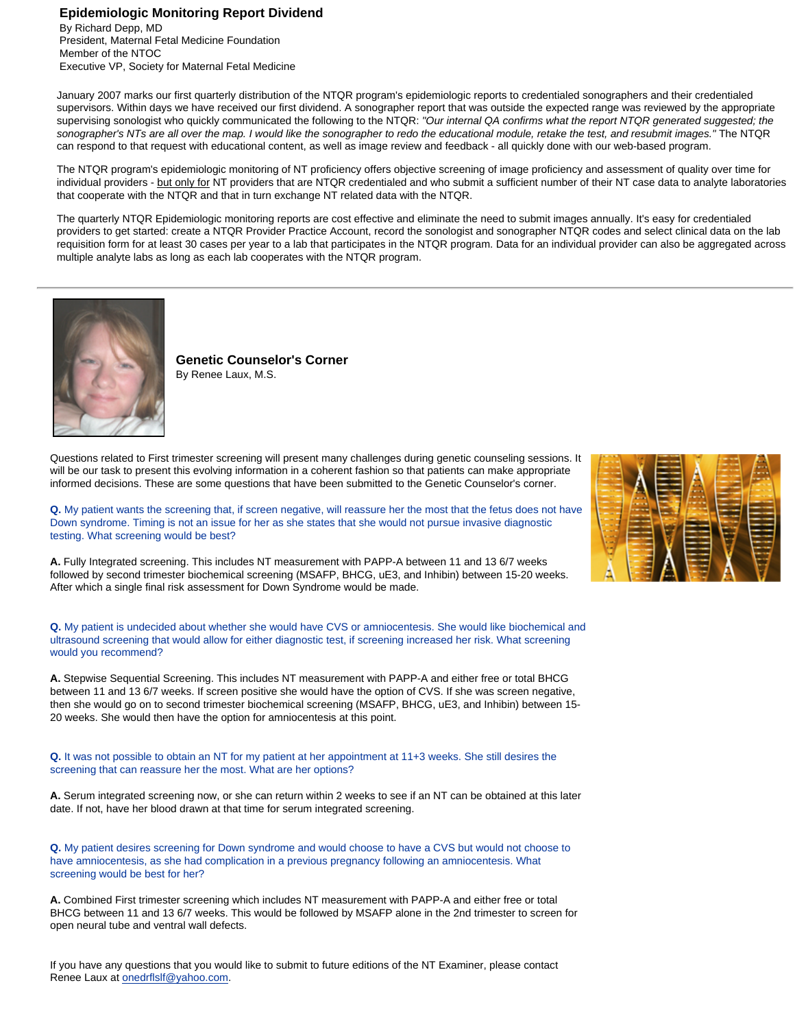## Epidemiologic Monitoring Report Dividend

By Richard Depp, MD
President, Maternal Fetal Medicine Foundation
Member of the NTOC
Executive VP, Society for Maternal Fetal Medicine

January 2007 marks our first quarterly distribution of the NTQR program's epidemiologic reports to credentialed sonographers and their credentialed supervisors. Within days we have received our first dividend. A sonographer report that was outside the expected range was reviewed by the appropriate supervising sonologist who quickly communicated the following to the NTQR: *"Our internal QA confirms what the report NTQR generated suggested; the sonographer's NTs are all over the map. I would like the sonographer to redo the educational module, retake the test, and resubmit images."* The NTQR can respond to that request with educational content, as well as image review and feedback - all quickly done with our web-based program.

The NTQR program's epidemiologic monitoring of NT proficiency offers objective screening of image proficiency and assessment of quality over time for individual providers - but only for NT providers that are NTQR credentialed and who submit a sufficient number of their NT case data to analyte laboratories that cooperate with the NTQR and that in turn exchange NT related data with the NTQR.

The quarterly NTQR Epidemiologic monitoring reports are cost effective and eliminate the need to submit images annually. It's easy for credentialed providers to get started: create a NTQR Provider Practice Account, record the sonologist and sonographer NTQR codes and select clinical data on the lab requisition form for at least 30 cases per year to a lab that participates in the NTQR program. Data for an individual provider can also be aggregated across multiple analyte labs as long as each lab cooperates with the NTQR program.

---

## Genetic Counselor's Corner

By Renee Laux, M.S.

Questions related to First trimester screening will present many challenges during genetic counseling sessions. It will be our task to present this evolving information in a coherent fashion so that patients can make appropriate informed decisions. These are some questions that have been submitted to the Genetic Counselor's corner.

**Q.** My patient wants the screening that, if screen negative, will reassure her the most that the fetus does not have Down syndrome. Timing is not an issue for her as she states that she would not pursue invasive diagnostic testing. What screening would be best?

**A.** Fully Integrated screening. This includes NT measurement with PAPP-A between 11 and 13 6/7 weeks followed by second trimester biochemical screening (MSAFP, BHCG, uE3, and Inhibin) between 15-20 weeks. After which a single final risk assessment for Down Syndrome would be made.

**Q.** My patient is undecided about whether she would have CVS or amniocentesis. She would like biochemical and ultrasound screening that would allow for either diagnostic test, if screening increased her risk. What screening would you recommend?

**A.** Stepwise Sequential Screening. This includes NT measurement with PAPP-A and either free or total BHCG between 11 and 13 6/7 weeks. If screen positive she would have the option of CVS. If she was screen negative, then she would go on to second trimester biochemical screening (MSAFP, BHCG, uE3, and Inhibin) between 15-20 weeks. She would then have the option for amniocentesis at this point.

**Q.** It was not possible to obtain an NT for my patient at her appointment at 11+3 weeks. She still desires the screening that can reassure her the most. What are her options?

**A.** Serum integrated screening now, or she can return within 2 weeks to see if an NT can be obtained at this later date. If not, have her blood drawn at that time for serum integrated screening.

**Q.** My patient desires screening for Down syndrome and would choose to have a CVS but would not choose to have amniocentesis, as she had complication in a previous pregnancy following an amniocentesis. What screening would be best for her?

**A.** Combined First trimester screening which includes NT measurement with PAPP-A and either free or total BHCG between 11 and 13 6/7 weeks. This would be followed by MSAFP alone in the 2nd trimester to screen for open neural tube and ventral wall defects.

If you have any questions that you would like to submit to future editions of the NT Examiner, please contact Renee Laux at onedrflslf@yahoo.com.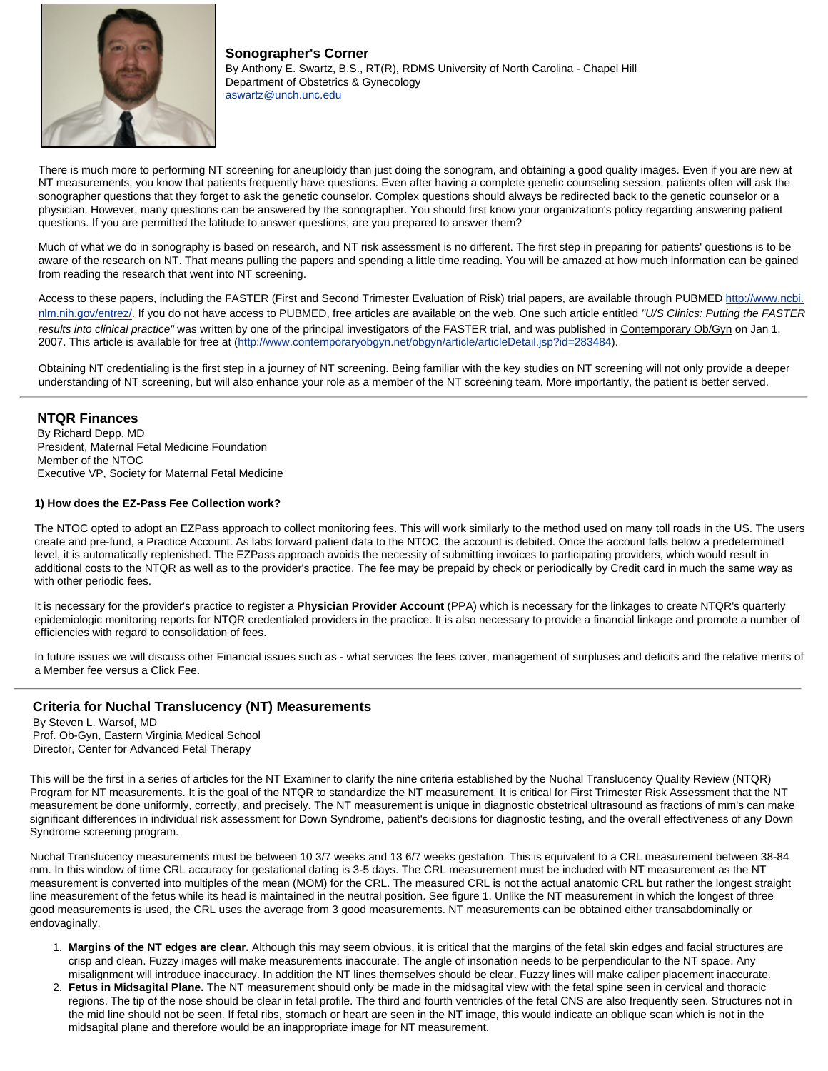## Sonographer's Corner

By Anthony E. Swartz, B.S., RT(R), RDMS University of North Carolina - Chapel Hill
Department of Obstetrics & Gynecology
aswartz@unch.unc.edu

There is much more to performing NT screening for aneuploidy than just doing the sonogram, and obtaining a good quality images. Even if you are new at NT measurements, you know that patients frequently have questions. Even after having a complete genetic counseling session, patients often will ask the sonographer questions that they forget to ask the genetic counselor. Complex questions should always be redirected back to the genetic counselor or a physician. However, many questions can be answered by the sonographer. You should first know your organization's policy regarding answering patient questions. If you are permitted the latitude to answer questions, are you prepared to answer them?

Much of what we do in sonography is based on research, and NT risk assessment is no different. The first step in preparing for patients' questions is to be aware of the research on NT. That means pulling the papers and spending a little time reading. You will be amazed at how much information can be gained from reading the research that went into NT screening.

Access to these papers, including the FASTER (First and Second Trimester Evaluation of Risk) trial papers, are available through PUBMED http://www.ncbi.nlm.nih.gov/entrez/. If you do not have access to PUBMED, free articles are available on the web. One such article entitled *"U/S Clinics: Putting the FASTER results into clinical practice"* was written by one of the principal investigators of the FASTER trial, and was published in Contemporary Ob/Gyn on Jan 1, 2007. This article is available for free at (http://www.contemporaryobgyn.net/obgyn/article/articleDetail.jsp?id=283484).

Obtaining NT credentialing is the first step in a journey of NT screening. Being familiar with the key studies on NT screening will not only provide a deeper understanding of NT screening, but will also enhance your role as a member of the NT screening team. More importantly, the patient is better served.

---

## NTQR Finances

By Richard Depp, MD
President, Maternal Fetal Medicine Foundation
Member of the NTOC
Executive VP, Society for Maternal Fetal Medicine

**1) How does the EZ-Pass Fee Collection work?**

The NTOC opted to adopt an EZPass approach to collect monitoring fees. This will work similarly to the method used on many toll roads in the US. The users create and pre-fund, a Practice Account. As labs forward patient data to the NTOC, the account is debited. Once the account falls below a predetermined level, it is automatically replenished. The EZPass approach avoids the necessity of submitting invoices to participating providers, which would result in additional costs to the NTQR as well as to the provider's practice. The fee may be prepaid by check or periodically by Credit card in much the same way as with other periodic fees.

It is necessary for the provider's practice to register a **Physician Provider Account** (PPA) which is necessary for the linkages to create NTQR's quarterly epidemiologic monitoring reports for NTQR credentialed providers in the practice. It is also necessary to provide a financial linkage and promote a number of efficiencies with regard to consolidation of fees.

In future issues we will discuss other Financial issues such as - what services the fees cover, management of surpluses and deficits and the relative merits of a Member fee versus a Click Fee.

---

## Criteria for Nuchal Translucency (NT) Measurements

By Steven L. Warsof, MD
Prof. Ob-Gyn, Eastern Virginia Medical School
Director, Center for Advanced Fetal Therapy

This will be the first in a series of articles for the NT Examiner to clarify the nine criteria established by the Nuchal Translucency Quality Review (NTQR) Program for NT measurements. It is the goal of the NTQR to standardize the NT measurement. It is critical for First Trimester Risk Assessment that the NT measurement be done uniformly, correctly, and precisely. The NT measurement is unique in diagnostic obstetrical ultrasound as fractions of mm's can make significant differences in individual risk assessment for Down Syndrome, patient's decisions for diagnostic testing, and the overall effectiveness of any Down Syndrome screening program.

Nuchal Translucency measurements must be between 10 3/7 weeks and 13 6/7 weeks gestation. This is equivalent to a CRL measurement between 38-84 mm. In this window of time CRL accuracy for gestational dating is 3-5 days. The CRL measurement must be included with NT measurement as the NT measurement is converted into multiples of the mean (MOM) for the CRL. The measured CRL is not the actual anatomic CRL but rather the longest straight line measurement of the fetus while its head is maintained in the neutral position. See figure 1. Unlike the NT measurement in which the longest of three good measurements is used, the CRL uses the average from 3 good measurements. NT measurements can be obtained either transabdominally or endovaginally.

1. **Margins of the NT edges are clear.** Although this may seem obvious, it is critical that the margins of the fetal skin edges and facial structures are crisp and clean. Fuzzy images will make measurements inaccurate. The angle of insonation needs to be perpendicular to the NT space. Any misalignment will introduce inaccuracy. In addition the NT lines themselves should be clear. Fuzzy lines will make caliper placement inaccurate.
2. **Fetus in Midsagital Plane.** The NT measurement should only be made in the midsagital view with the fetal spine seen in cervical and thoracic regions. The tip of the nose should be clear in fetal profile. The third and fourth ventricles of the fetal CNS are also frequently seen. Structures not in the mid line should not be seen. If fetal ribs, stomach or heart are seen in the NT image, this would indicate an oblique scan which is not in the midsagital plane and therefore would be an inappropriate image for NT measurement.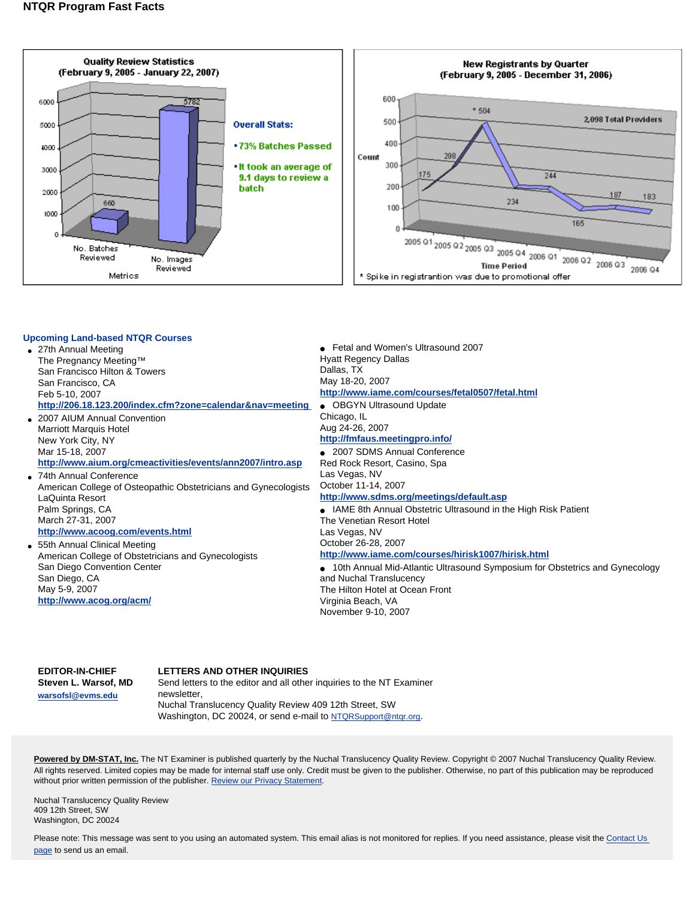# NTQR Program Fast Facts

Quality Review Statistics
(February 9, 2005 - January 22, 2007)

6000
5000
4000
3000
2000
1000
0

660
5782

No. Batches Reviewed
No. Images Reviewed

Metrics

Overall Stats:

- 73% Batches Passed
- It took an average of 9.1 days to review a batch

New Registrants by Quarter
(February 9, 2005 - December 31, 2006)

600
500
400
300
200
100
0

Count

175
298
* 504
234
244
165
187
183

2,098 Total Providers

2005 Q1 2005 Q2 2005 Q3 2005 Q4 2006 Q1 2006 Q2 2006 Q3 2006 Q4

Time Period

* Spike in registration was due to promotional offer

## Upcoming Land-based NTQR Courses

- 27th Annual Meeting
  The Pregnancy Meeting™
  San Francisco Hilton & Towers
  San Francisco, CA
  Feb 5-10, 2007
  **http://206.18.123.200/index.cfm?zone=calendar&nav=meeting**
- 2007 AIUM Annual Convention
  Marriott Marquis Hotel
  New York City, NY
  Mar 15-18, 2007
  **http://www.aium.org/cmeactivities/events/ann2007/intro.asp**
- 74th Annual Conference
  American College of Osteopathic Obstetricians and Gynecologists
  LaQuinta Resort
  Palm Springs, CA
  March 27-31, 2007
  **http://www.acoog.com/events.html**
- 55th Annual Clinical Meeting
  American College of Obstetricians and Gynecologists
  San Diego Convention Center
  San Diego, CA
  May 5-9, 2007
  **http://www.acog.org/acm/**
- Fetal and Women's Ultrasound 2007
  Hyatt Regency Dallas
  Dallas, TX
  May 18-20, 2007
  **http://www.iame.com/courses/fetal0507/fetal.html**
- OBGYN Ultrasound Update
  Chicago, IL
  Aug 24-26, 2007
  **http://fmfaus.meetingpro.info/**
- 2007 SDMS Annual Conference
  Red Rock Resort, Casino, Spa
  Las Vegas, NV
  October 11-14, 2007
  **http://www.sdms.org/meetings/default.asp**
- IAME 8th Annual Obstetric Ultrasound in the High Risk Patient
  The Venetian Resort Hotel
  Las Vegas, NV
  October 26-28, 2007
  **http://www.iame.com/courses/hirisk1007/hirisk.html**
- 10th Annual Mid-Atlantic Ultrasound Symposium for Obstetrics and Gynecology and Nuchal Translucency
  The Hilton Hotel at Ocean Front
  Virginia Beach, VA
  November 9-10, 2007

**EDITOR-IN-CHIEF**
**Steven L. Warsof, MD**
**warsofsl@evms.edu**

**LETTERS AND OTHER INQUIRIES**
Send letters to the editor and all other inquiries to the NT Examiner newsletter,
Nuchal Translucency Quality Review 409 12th Street, SW
Washington, DC 20024, or send e-mail to NTQRSupport@ntqr.org.

**Powered by DM-STAT, Inc.** The NT Examiner is published quarterly by the Nuchal Translucency Quality Review. Copyright © 2007 Nuchal Translucency Quality Review. All rights reserved. Limited copies may be made for internal staff use only. Credit must be given to the publisher. Otherwise, no part of this publication may be reproduced without prior written permission of the publisher. Review our Privacy Statement.

Nuchal Translucency Quality Review
409 12th Street, SW
Washington, DC 20024

Please note: This message was sent to you using an automated system. This email alias is not monitored for replies. If you need assistance, please visit the Contact Us page to send us an email.